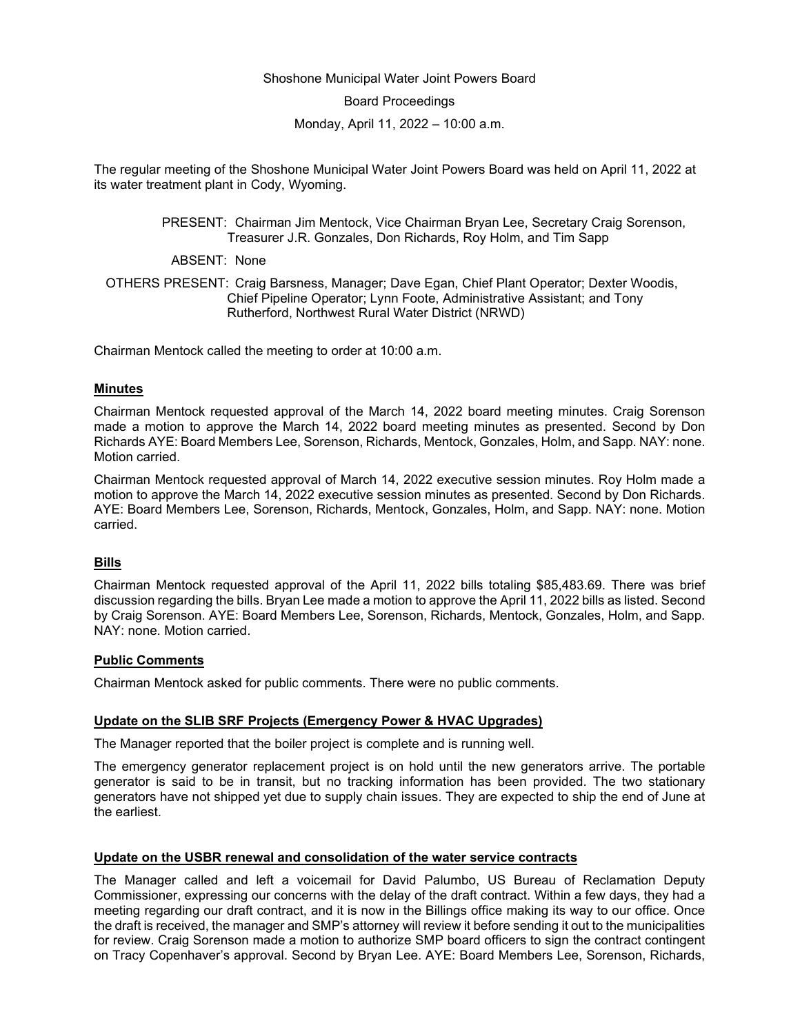Shoshone Municipal Water Joint Powers Board

Board Proceedings

Monday, April 11, 2022 – 10:00 a.m.

The regular meeting of the Shoshone Municipal Water Joint Powers Board was held on April 11, 2022 at its water treatment plant in Cody, Wyoming.

PRESENT: Chairman Jim Mentock, Vice Chairman Bryan Lee, Secretary Craig Sorenson, Treasurer J.R. Gonzales, Don Richards, Roy Holm, and Tim Sapp

ABSENT: None

OTHERS PRESENT: Craig Barsness, Manager; Dave Egan, Chief Plant Operator; Dexter Woodis, Chief Pipeline Operator; Lynn Foote, Administrative Assistant; and Tony Rutherford, Northwest Rural Water District (NRWD)

Chairman Mentock called the meeting to order at 10:00 a.m.

**Minutes**

Chairman Mentock requested approval of the March 14, 2022 board meeting minutes. Craig Sorenson made a motion to approve the March 14, 2022 board meeting minutes as presented. Second by Don Richards AYE: Board Members Lee, Sorenson, Richards, Mentock, Gonzales, Holm, and Sapp. NAY: none. Motion carried.

Chairman Mentock requested approval of March 14, 2022 executive session minutes. Roy Holm made a motion to approve the March 14, 2022 executive session minutes as presented. Second by Don Richards. AYE: Board Members Lee, Sorenson, Richards, Mentock, Gonzales, Holm, and Sapp. NAY: none. Motion carried.

**Bills**

Chairman Mentock requested approval of the April 11, 2022 bills totaling $85,483.69. There was brief discussion regarding the bills. Bryan Lee made a motion to approve the April 11, 2022 bills as listed. Second by Craig Sorenson. AYE: Board Members Lee, Sorenson, Richards, Mentock, Gonzales, Holm, and Sapp. NAY: none. Motion carried.

**Public Comments**

Chairman Mentock asked for public comments. There were no public comments.

**Update on the SLIB SRF Projects (Emergency Power & HVAC Upgrades)**

The Manager reported that the boiler project is complete and is running well.

The emergency generator replacement project is on hold until the new generators arrive. The portable generator is said to be in transit, but no tracking information has been provided. The two stationary generators have not shipped yet due to supply chain issues. They are expected to ship the end of June at the earliest.

**Update on the USBR renewal and consolidation of the water service contracts**

The Manager called and left a voicemail for David Palumbo, US Bureau of Reclamation Deputy Commissioner, expressing our concerns with the delay of the draft contract. Within a few days, they had a meeting regarding our draft contract, and it is now in the Billings office making its way to our office. Once the draft is received, the manager and SMP's attorney will review it before sending it out to the municipalities for review. Craig Sorenson made a motion to authorize SMP board officers to sign the contract contingent on Tracy Copenhaver's approval. Second by Bryan Lee. AYE: Board Members Lee, Sorenson, Richards,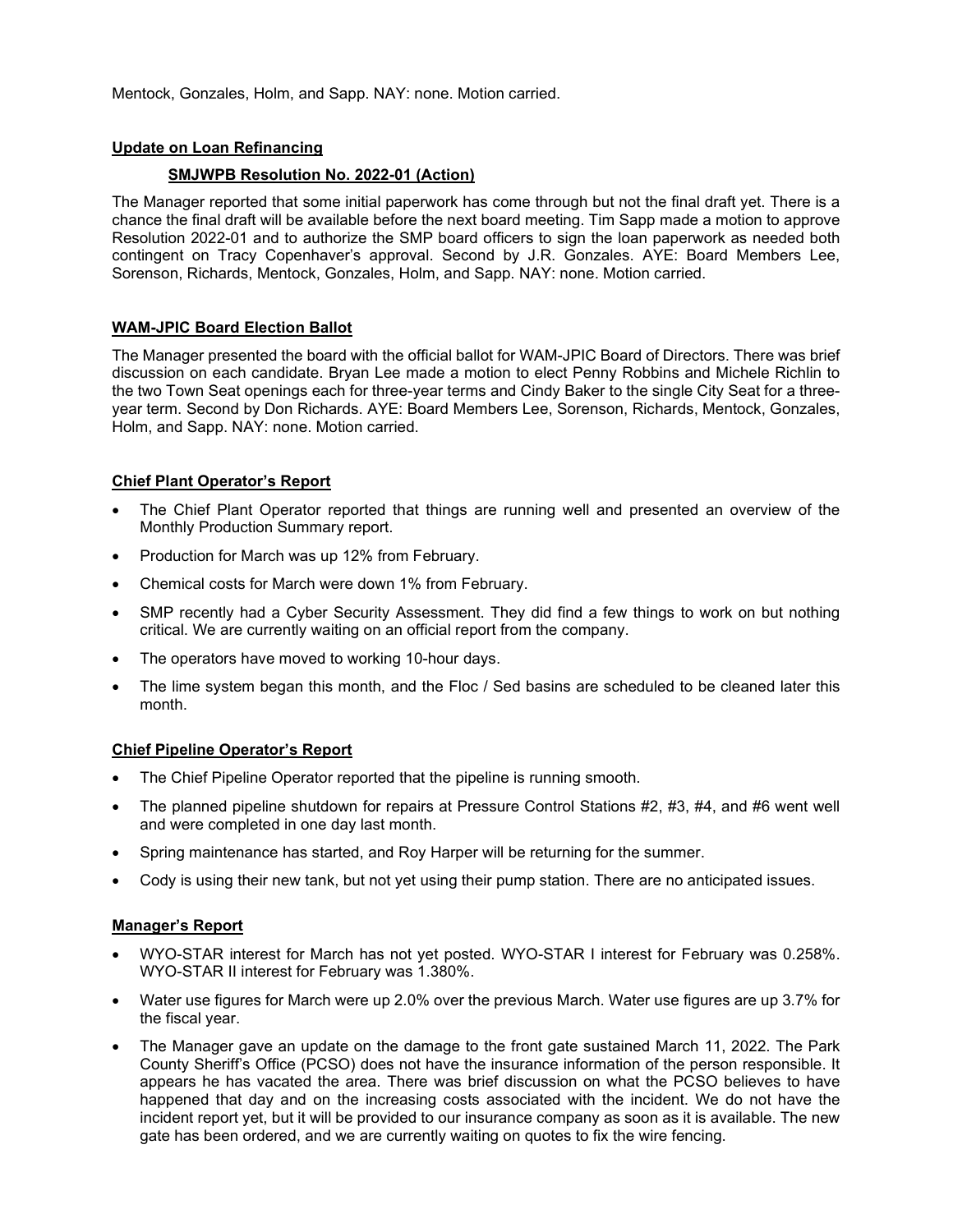Mentock, Gonzales, Holm, and Sapp. NAY: none. Motion carried.

## Update on Loan Refinancing

### SMJWPB Resolution No. 2022-01 (Action)

The Manager reported that some initial paperwork has come through but not the final draft yet. There is a chance the final draft will be available before the next board meeting. Tim Sapp made a motion to approve Resolution 2022-01 and to authorize the SMP board officers to sign the loan paperwork as needed both contingent on Tracy Copenhaver's approval. Second by J.R. Gonzales. AYE: Board Members Lee, Sorenson, Richards, Mentock, Gonzales, Holm, and Sapp. NAY: none. Motion carried.

## WAM-JPIC Board Election Ballot

The Manager presented the board with the official ballot for WAM-JPIC Board of Directors. There was brief discussion on each candidate. Bryan Lee made a motion to elect Penny Robbins and Michele Richlin to the two Town Seat openings each for three-year terms and Cindy Baker to the single City Seat for a three-year term. Second by Don Richards. AYE: Board Members Lee, Sorenson, Richards, Mentock, Gonzales, Holm, and Sapp. NAY: none. Motion carried.

## Chief Plant Operator's Report

- The Chief Plant Operator reported that things are running well and presented an overview of the Monthly Production Summary report.
- Production for March was up 12% from February.
- Chemical costs for March were down 1% from February.
- SMP recently had a Cyber Security Assessment. They did find a few things to work on but nothing critical. We are currently waiting on an official report from the company.
- The operators have moved to working 10-hour days.
- The lime system began this month, and the Floc / Sed basins are scheduled to be cleaned later this month.

## Chief Pipeline Operator's Report

- The Chief Pipeline Operator reported that the pipeline is running smooth.
- The planned pipeline shutdown for repairs at Pressure Control Stations #2, #3, #4, and #6 went well and were completed in one day last month.
- Spring maintenance has started, and Roy Harper will be returning for the summer.
- Cody is using their new tank, but not yet using their pump station. There are no anticipated issues.

## Manager's Report

- WYO-STAR interest for March has not yet posted. WYO-STAR I interest for February was 0.258%. WYO-STAR II interest for February was 1.380%.
- Water use figures for March were up 2.0% over the previous March. Water use figures are up 3.7% for the fiscal year.
- The Manager gave an update on the damage to the front gate sustained March 11, 2022. The Park County Sheriff's Office (PCSO) does not have the insurance information of the person responsible. It appears he has vacated the area. There was brief discussion on what the PCSO believes to have happened that day and on the increasing costs associated with the incident. We do not have the incident report yet, but it will be provided to our insurance company as soon as it is available. The new gate has been ordered, and we are currently waiting on quotes to fix the wire fencing.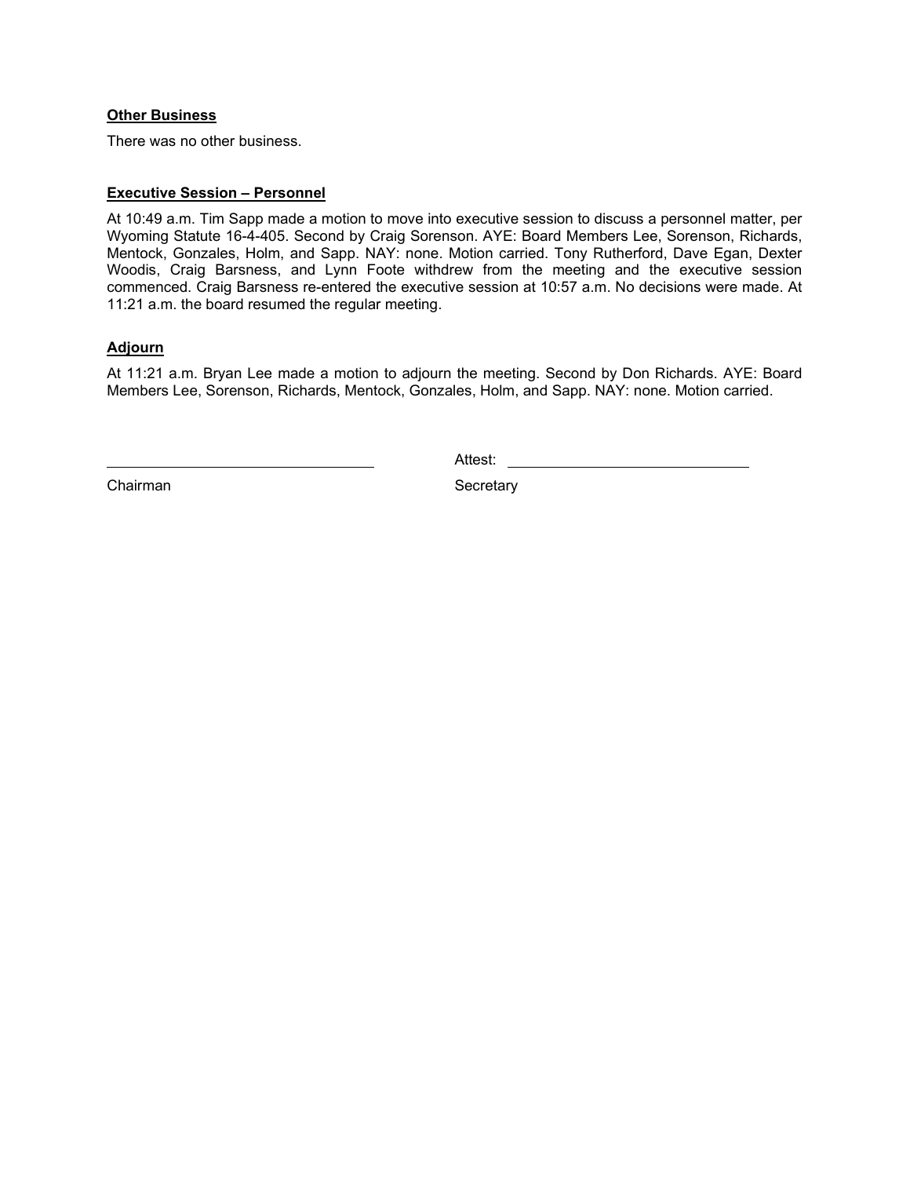**Other Business**

There was no other business.

**Executive Session – Personnel**

At 10:49 a.m. Tim Sapp made a motion to move into executive session to discuss a personnel matter, per Wyoming Statute 16-4-405. Second by Craig Sorenson. AYE: Board Members Lee, Sorenson, Richards, Mentock, Gonzales, Holm, and Sapp. NAY: none. Motion carried. Tony Rutherford, Dave Egan, Dexter Woodis, Craig Barsness, and Lynn Foote withdrew from the meeting and the executive session commenced. Craig Barsness re-entered the executive session at 10:57 a.m. No decisions were made. At 11:21 a.m. the board resumed the regular meeting.

**Adjourn**

At 11:21 a.m. Bryan Lee made a motion to adjourn the meeting. Second by Don Richards. AYE: Board Members Lee, Sorenson, Richards, Mentock, Gonzales, Holm, and Sapp. NAY: none. Motion carried.

______________________________ Attest: ______________________________

Chairman Secretary